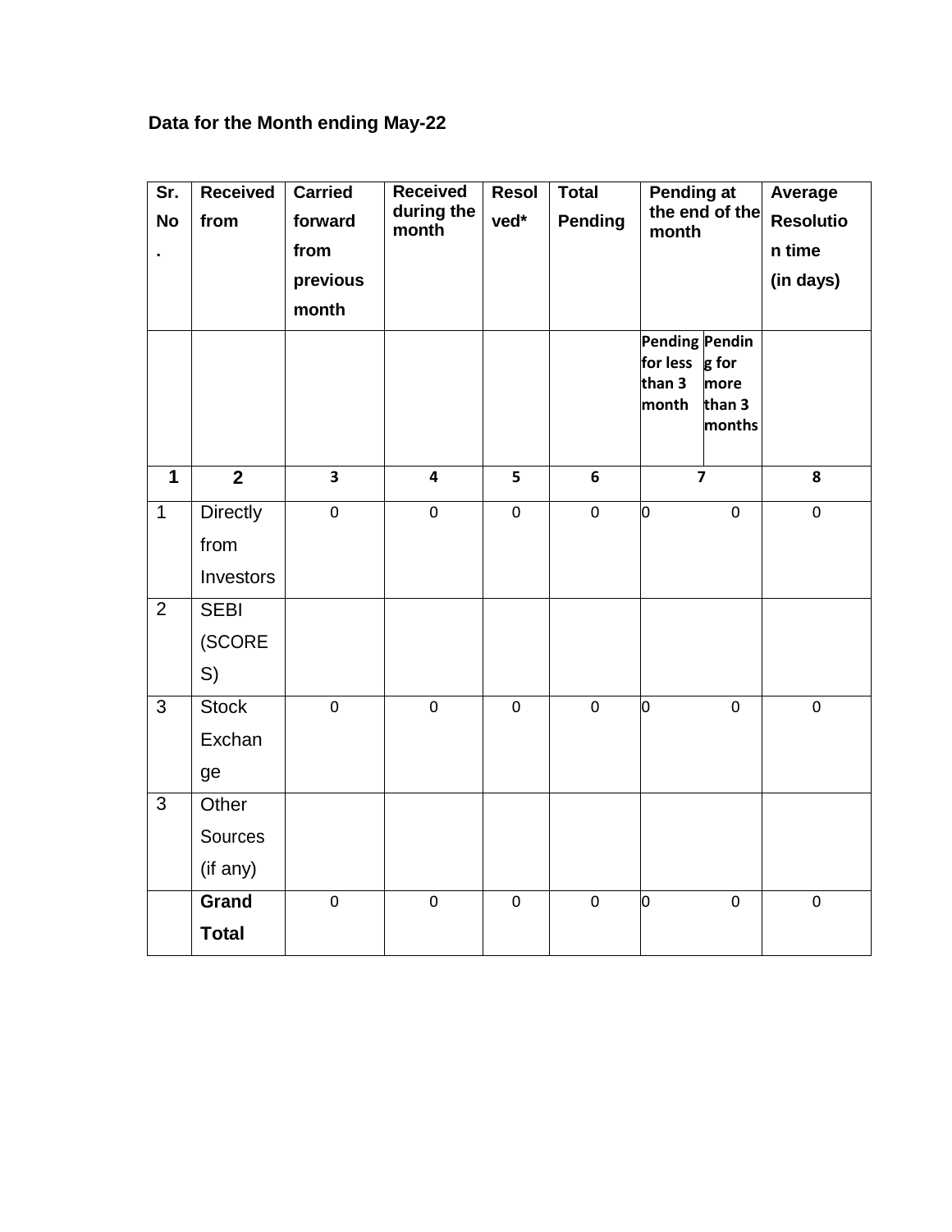**Data for the Month ending May-22**

| Sr. No. | Received from | Carried forward from previous month | Received during the month | Resolved* | Total Pending | Pending at the end of the month | | Average Resolution time (in days) |
|---|---|---|---|---|---|---|---|---|
| | | | | | | Pending for less than 3 month | Pending for more than 3 months | |
| 1 | 2 | 3 | 4 | 5 | 6 | 7 | | 8 |
| 1 | Directly from Investors | 0 | 0 | 0 | 0 | 0 | 0 | 0 |
| 2 | SEBI (SCORES) | | | | | | | |
| 3 | Stock Exchange | 0 | 0 | 0 | 0 | 0 | 0 | 0 |
| 3 | Other Sources (if any) | | | | | | | |
| | **Grand Total** | 0 | 0 | 0 | 0 | 0 | 0 | 0 |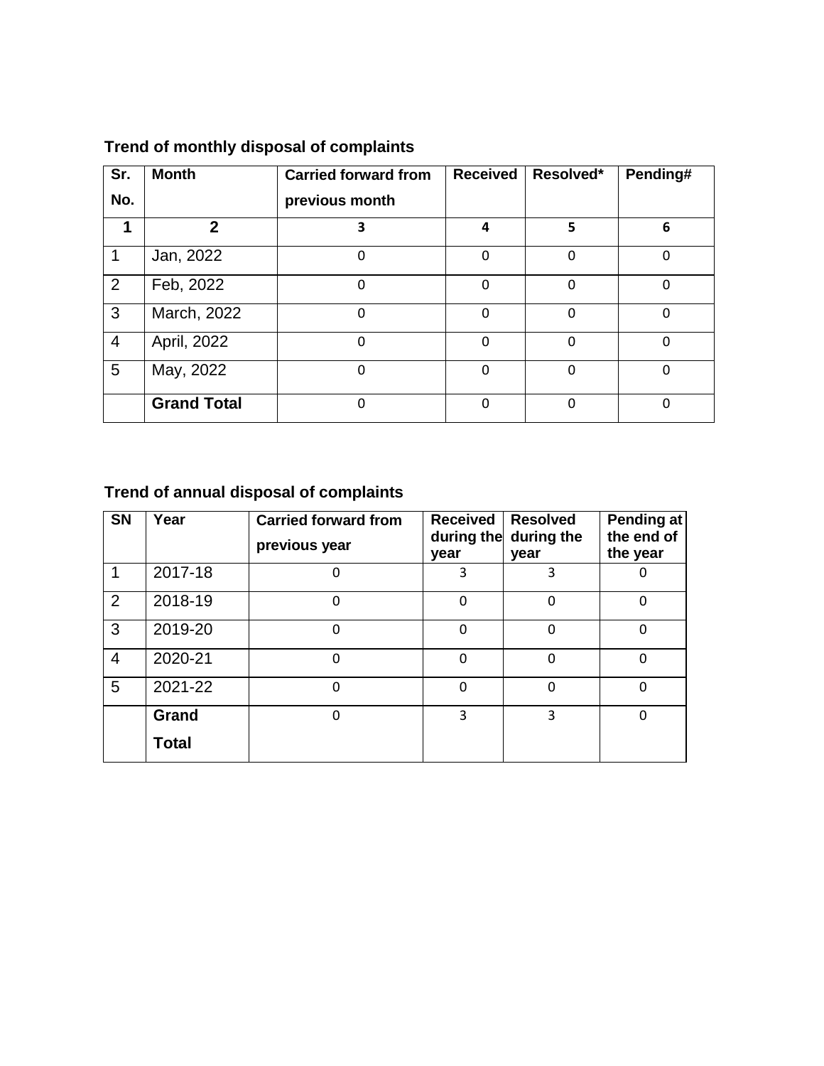**Trend of monthly disposal of complaints**

| Sr. No. | Month | Carried forward from previous month | Received | Resolved* | Pending# |
|---|---|---|---|---|---|
| 1 | 2 | 3 | 4 | 5 | 6 |
| 1 | Jan, 2022 | 0 | 0 | 0 | 0 |
| 2 | Feb, 2022 | 0 | 0 | 0 | 0 |
| 3 | March, 2022 | 0 | 0 | 0 | 0 |
| 4 | April, 2022 | 0 | 0 | 0 | 0 |
| 5 | May, 2022 | 0 | 0 | 0 | 0 |
| | **Grand Total** | 0 | 0 | 0 | 0 |

**Trend of annual disposal of complaints**

| SN | Year | Carried forward from previous year | Received during the year | Resolved during the year | Pending at the end of the year |
|---|---|---|---|---|---|
| 1 | 2017-18 | 0 | 3 | 3 | 0 |
| 2 | 2018-19 | 0 | 0 | 0 | 0 |
| 3 | 2019-20 | 0 | 0 | 0 | 0 |
| 4 | 2020-21 | 0 | 0 | 0 | 0 |
| 5 | 2021-22 | 0 | 0 | 0 | 0 |
| | **Grand Total** | 0 | 3 | 3 | 0 |